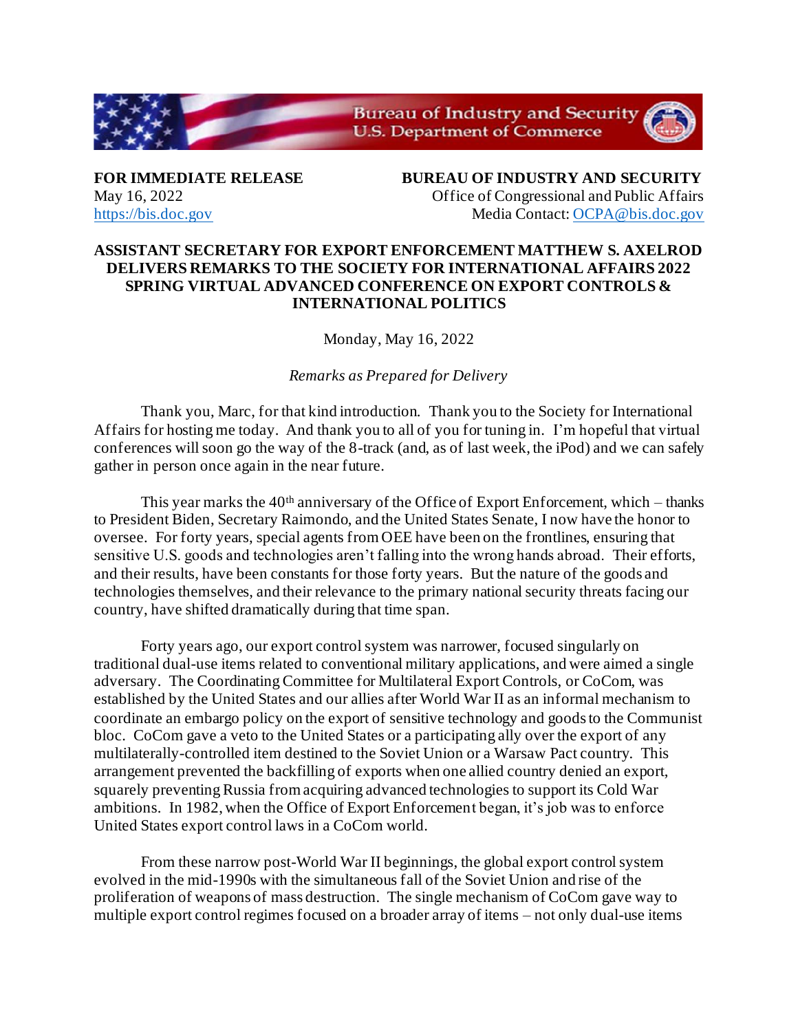**FOR IMMEDIATE RELEASE**
May 16, 2022
https://bis.doc.gov

**BUREAU OF INDUSTRY AND SECURITY**
Office of Congressional and Public Affairs
Media Contact: OCPA@bis.doc.gov

# ASSISTANT SECRETARY FOR EXPORT ENFORCEMENT MATTHEW S. AXELROD DELIVERS REMARKS TO THE SOCIETY FOR INTERNATIONAL AFFAIRS 2022 SPRING VIRTUAL ADVANCED CONFERENCE ON EXPORT CONTROLS & INTERNATIONAL POLITICS

Monday, May 16, 2022

*Remarks as Prepared for Delivery*

Thank you, Marc, for that kind introduction. Thank you to the Society for International Affairs for hosting me today. And thank you to all of you for tuning in. I'm hopeful that virtual conferences will soon go the way of the 8-track (and, as of last week, the iPod) and we can safely gather in person once again in the near future.

This year marks the 40th anniversary of the Office of Export Enforcement, which – thanks to President Biden, Secretary Raimondo, and the United States Senate, I now have the honor to oversee. For forty years, special agents from OEE have been on the frontlines, ensuring that sensitive U.S. goods and technologies aren't falling into the wrong hands abroad. Their efforts, and their results, have been constants for those forty years. But the nature of the goods and technologies themselves, and their relevance to the primary national security threats facing our country, have shifted dramatically during that time span.

Forty years ago, our export control system was narrower, focused singularly on traditional dual-use items related to conventional military applications, and were aimed a single adversary. The Coordinating Committee for Multilateral Export Controls, or CoCom, was established by the United States and our allies after World War II as an informal mechanism to coordinate an embargo policy on the export of sensitive technology and goods to the Communist bloc. CoCom gave a veto to the United States or a participating ally over the export of any multilaterally-controlled item destined to the Soviet Union or a Warsaw Pact country. This arrangement prevented the backfilling of exports when one allied country denied an export, squarely preventing Russia from acquiring advanced technologies to support its Cold War ambitions. In 1982, when the Office of Export Enforcement began, it's job was to enforce United States export control laws in a CoCom world.

From these narrow post-World War II beginnings, the global export control system evolved in the mid-1990s with the simultaneous fall of the Soviet Union and rise of the proliferation of weapons of mass destruction. The single mechanism of CoCom gave way to multiple export control regimes focused on a broader array of items – not only dual-use items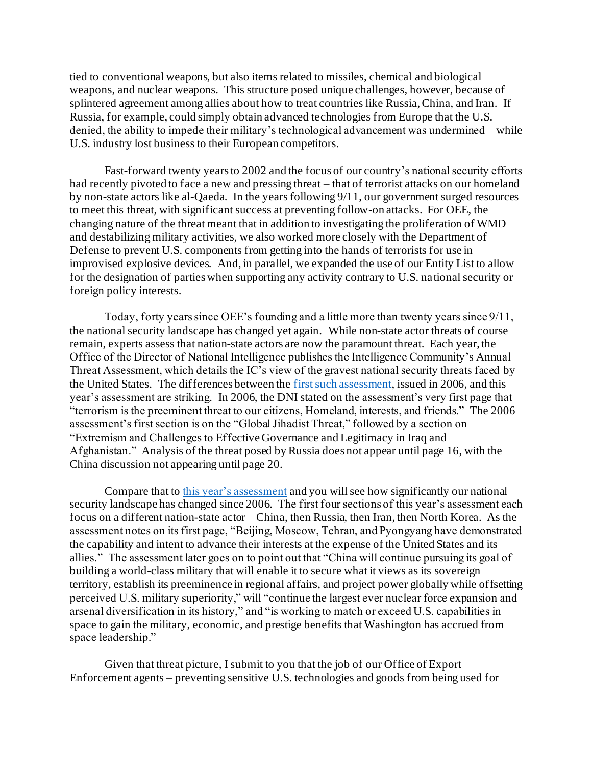tied to conventional weapons, but also items related to missiles, chemical and biological weapons, and nuclear weapons. This structure posed unique challenges, however, because of splintered agreement among allies about how to treat countries like Russia, China, and Iran. If Russia, for example, could simply obtain advanced technologies from Europe that the U.S. denied, the ability to impede their military's technological advancement was undermined – while U.S. industry lost business to their European competitors.

Fast-forward twenty years to 2002 and the focus of our country's national security efforts had recently pivoted to face a new and pressing threat – that of terrorist attacks on our homeland by non-state actors like al-Qaeda. In the years following 9/11, our government surged resources to meet this threat, with significant success at preventing follow-on attacks. For OEE, the changing nature of the threat meant that in addition to investigating the proliferation of WMD and destabilizing military activities, we also worked more closely with the Department of Defense to prevent U.S. components from getting into the hands of terrorists for use in improvised explosive devices. And, in parallel, we expanded the use of our Entity List to allow for the designation of parties when supporting any activity contrary to U.S. national security or foreign policy interests.

Today, forty years since OEE's founding and a little more than twenty years since 9/11, the national security landscape has changed yet again. While non-state actor threats of course remain, experts assess that nation-state actors are now the paramount threat. Each year, the Office of the Director of National Intelligence publishes the Intelligence Community's Annual Threat Assessment, which details the IC's view of the gravest national security threats faced by the United States. The differences between the first such assessment, issued in 2006, and this year's assessment are striking. In 2006, the DNI stated on the assessment's very first page that "terrorism is the preeminent threat to our citizens, Homeland, interests, and friends." The 2006 assessment's first section is on the "Global Jihadist Threat," followed by a section on "Extremism and Challenges to Effective Governance and Legitimacy in Iraq and Afghanistan." Analysis of the threat posed by Russia does not appear until page 16, with the China discussion not appearing until page 20.

Compare that to this year's assessment and you will see how significantly our national security landscape has changed since 2006. The first four sections of this year's assessment each focus on a different nation-state actor – China, then Russia, then Iran, then North Korea. As the assessment notes on its first page, "Beijing, Moscow, Tehran, and Pyongyang have demonstrated the capability and intent to advance their interests at the expense of the United States and its allies." The assessment later goes on to point out that "China will continue pursuing its goal of building a world-class military that will enable it to secure what it views as its sovereign territory, establish its preeminence in regional affairs, and project power globally while offsetting perceived U.S. military superiority," will "continue the largest ever nuclear force expansion and arsenal diversification in its history," and "is working to match or exceed U.S. capabilities in space to gain the military, economic, and prestige benefits that Washington has accrued from space leadership."

Given that threat picture, I submit to you that the job of our Office of Export Enforcement agents – preventing sensitive U.S. technologies and goods from being used for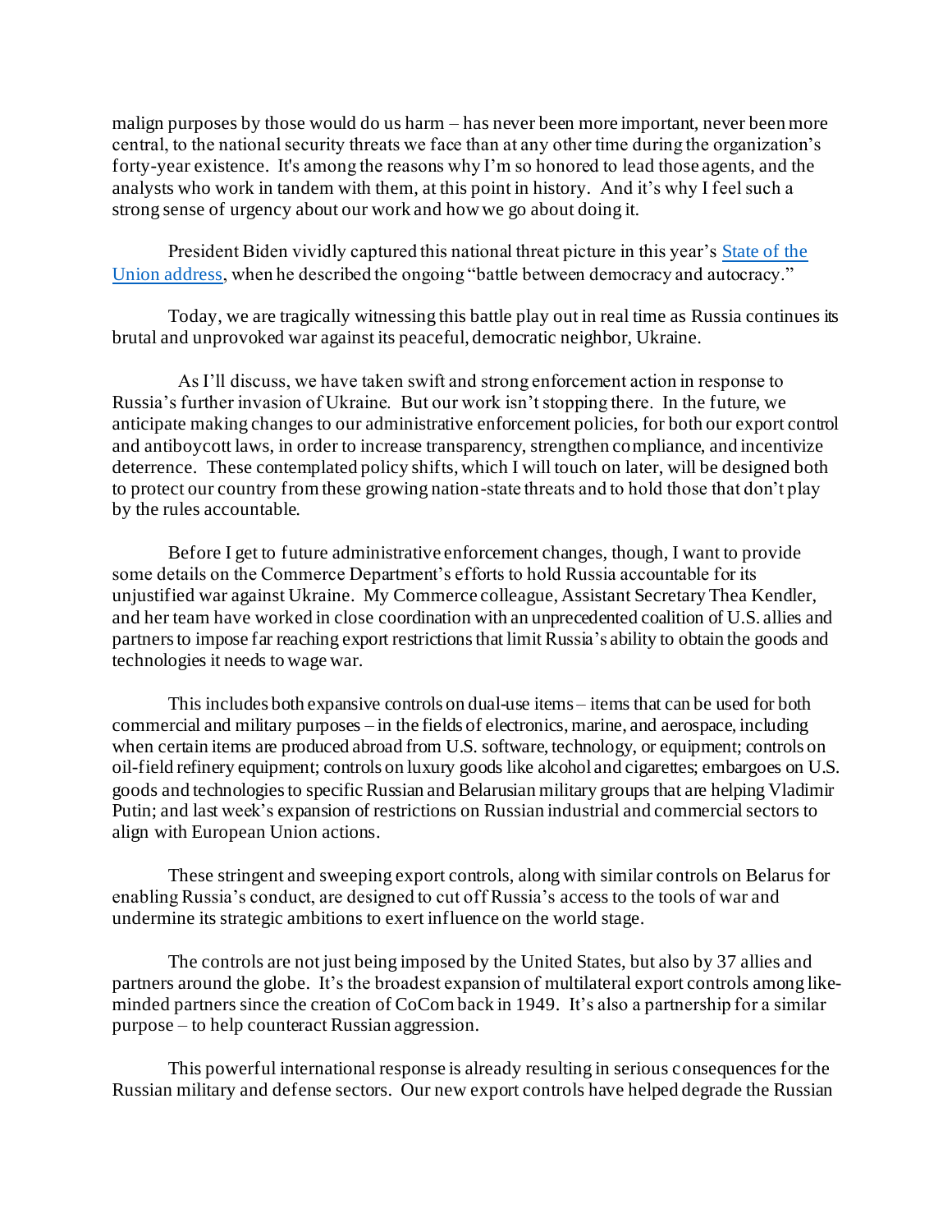malign purposes by those would do us harm – has never been more important, never been more central, to the national security threats we face than at any other time during the organization's forty-year existence. It's among the reasons why I'm so honored to lead those agents, and the analysts who work in tandem with them, at this point in history. And it's why I feel such a strong sense of urgency about our work and how we go about doing it.

President Biden vividly captured this national threat picture in this year's [State of the Union address](), when he described the ongoing "battle between democracy and autocracy."

Today, we are tragically witnessing this battle play out in real time as Russia continues its brutal and unprovoked war against its peaceful, democratic neighbor, Ukraine.

As I'll discuss, we have taken swift and strong enforcement action in response to Russia's further invasion of Ukraine. But our work isn't stopping there. In the future, we anticipate making changes to our administrative enforcement policies, for both our export control and antiboycott laws, in order to increase transparency, strengthen compliance, and incentivize deterrence. These contemplated policy shifts, which I will touch on later, will be designed both to protect our country from these growing nation-state threats and to hold those that don't play by the rules accountable.

Before I get to future administrative enforcement changes, though, I want to provide some details on the Commerce Department's efforts to hold Russia accountable for its unjustified war against Ukraine. My Commerce colleague, Assistant Secretary Thea Kendler, and her team have worked in close coordination with an unprecedented coalition of U.S. allies and partners to impose far reaching export restrictions that limit Russia's ability to obtain the goods and technologies it needs to wage war.

This includes both expansive controls on dual-use items – items that can be used for both commercial and military purposes – in the fields of electronics, marine, and aerospace, including when certain items are produced abroad from U.S. software, technology, or equipment; controls on oil-field refinery equipment; controls on luxury goods like alcohol and cigarettes; embargoes on U.S. goods and technologies to specific Russian and Belarusian military groups that are helping Vladimir Putin; and last week's expansion of restrictions on Russian industrial and commercial sectors to align with European Union actions.

These stringent and sweeping export controls, along with similar controls on Belarus for enabling Russia's conduct, are designed to cut off Russia's access to the tools of war and undermine its strategic ambitions to exert influence on the world stage.

The controls are not just being imposed by the United States, but also by 37 allies and partners around the globe. It's the broadest expansion of multilateral export controls among like-minded partners since the creation of CoCom back in 1949. It's also a partnership for a similar purpose – to help counteract Russian aggression.

This powerful international response is already resulting in serious consequences for the Russian military and defense sectors. Our new export controls have helped degrade the Russian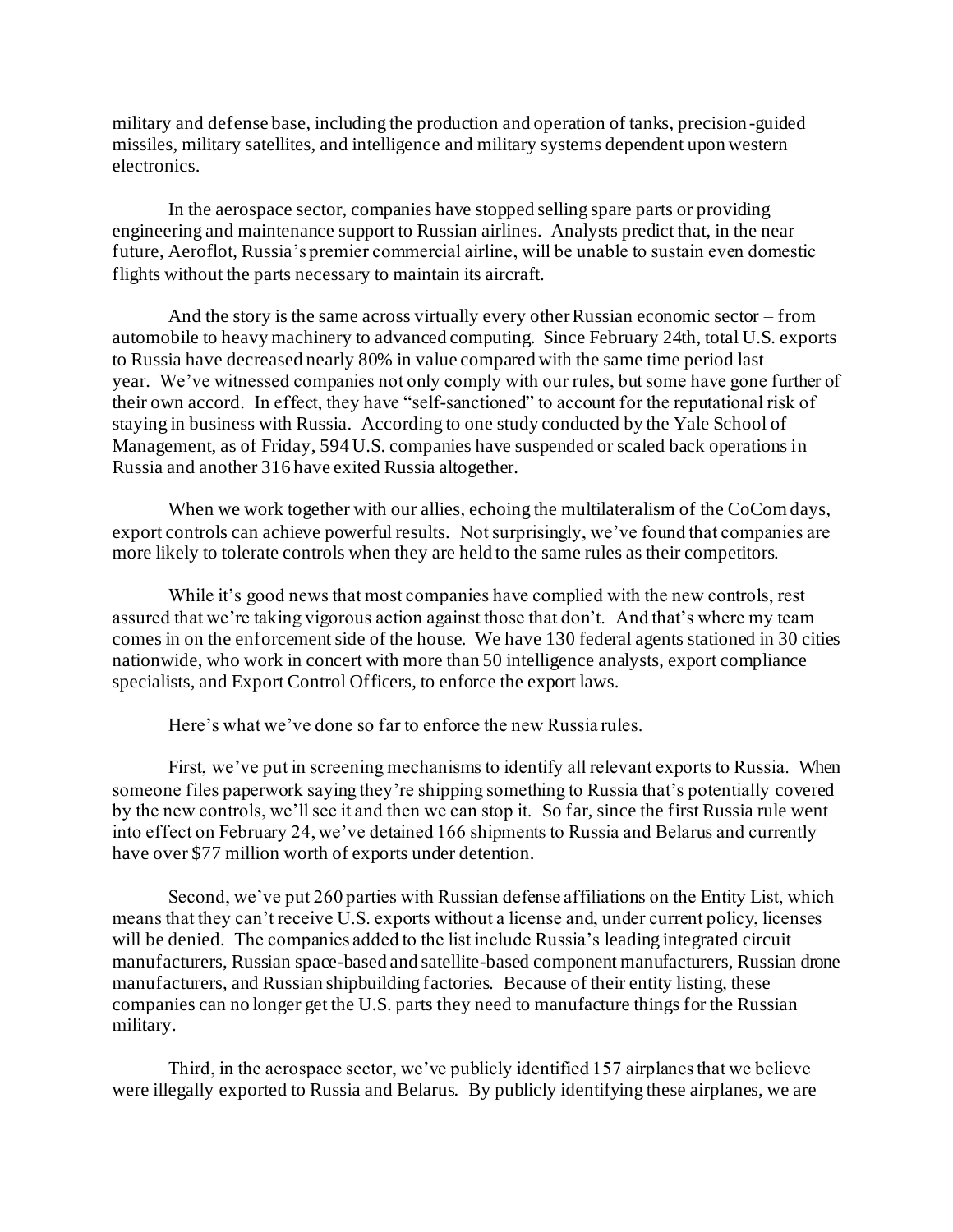military and defense base, including the production and operation of tanks, precision-guided missiles, military satellites, and intelligence and military systems dependent upon western electronics.

In the aerospace sector, companies have stopped selling spare parts or providing engineering and maintenance support to Russian airlines. Analysts predict that, in the near future, Aeroflot, Russia's premier commercial airline, will be unable to sustain even domestic flights without the parts necessary to maintain its aircraft.

And the story is the same across virtually every other Russian economic sector – from automobile to heavy machinery to advanced computing. Since February 24th, total U.S. exports to Russia have decreased nearly 80% in value compared with the same time period last year. We've witnessed companies not only comply with our rules, but some have gone further of their own accord. In effect, they have "self-sanctioned" to account for the reputational risk of staying in business with Russia. According to one study conducted by the Yale School of Management, as of Friday, 594 U.S. companies have suspended or scaled back operations in Russia and another 316 have exited Russia altogether.

When we work together with our allies, echoing the multilateralism of the CoCom days, export controls can achieve powerful results. Not surprisingly, we've found that companies are more likely to tolerate controls when they are held to the same rules as their competitors.

While it's good news that most companies have complied with the new controls, rest assured that we're taking vigorous action against those that don't. And that's where my team comes in on the enforcement side of the house. We have 130 federal agents stationed in 30 cities nationwide, who work in concert with more than 50 intelligence analysts, export compliance specialists, and Export Control Officers, to enforce the export laws.

Here's what we've done so far to enforce the new Russia rules.

First, we've put in screening mechanisms to identify all relevant exports to Russia. When someone files paperwork saying they're shipping something to Russia that's potentially covered by the new controls, we'll see it and then we can stop it. So far, since the first Russia rule went into effect on February 24, we've detained 166 shipments to Russia and Belarus and currently have over $77 million worth of exports under detention.

Second, we've put 260 parties with Russian defense affiliations on the Entity List, which means that they can't receive U.S. exports without a license and, under current policy, licenses will be denied. The companies added to the list include Russia's leading integrated circuit manufacturers, Russian space-based and satellite-based component manufacturers, Russian drone manufacturers, and Russian shipbuilding factories. Because of their entity listing, these companies can no longer get the U.S. parts they need to manufacture things for the Russian military.

Third, in the aerospace sector, we've publicly identified 157 airplanes that we believe were illegally exported to Russia and Belarus. By publicly identifying these airplanes, we are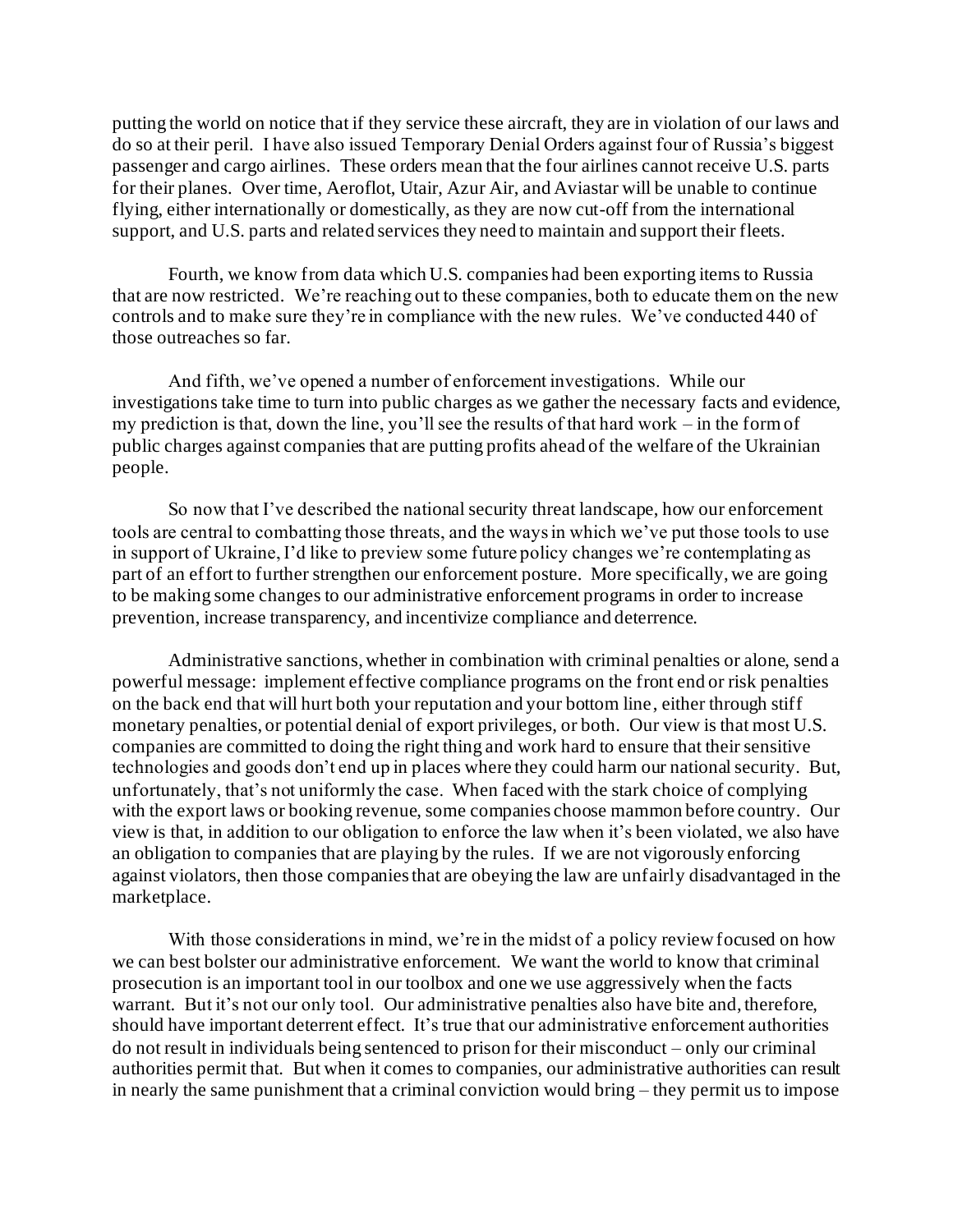putting the world on notice that if they service these aircraft, they are in violation of our laws and do so at their peril. I have also issued Temporary Denial Orders against four of Russia's biggest passenger and cargo airlines. These orders mean that the four airlines cannot receive U.S. parts for their planes. Over time, Aeroflot, Utair, Azur Air, and Aviastar will be unable to continue flying, either internationally or domestically, as they are now cut-off from the international support, and U.S. parts and related services they need to maintain and support their fleets.

Fourth, we know from data which U.S. companies had been exporting items to Russia that are now restricted. We're reaching out to these companies, both to educate them on the new controls and to make sure they're in compliance with the new rules. We've conducted 440 of those outreaches so far.

And fifth, we've opened a number of enforcement investigations. While our investigations take time to turn into public charges as we gather the necessary facts and evidence, my prediction is that, down the line, you'll see the results of that hard work – in the form of public charges against companies that are putting profits ahead of the welfare of the Ukrainian people.

So now that I've described the national security threat landscape, how our enforcement tools are central to combatting those threats, and the ways in which we've put those tools to use in support of Ukraine, I'd like to preview some future policy changes we're contemplating as part of an effort to further strengthen our enforcement posture. More specifically, we are going to be making some changes to our administrative enforcement programs in order to increase prevention, increase transparency, and incentivize compliance and deterrence.

Administrative sanctions, whether in combination with criminal penalties or alone, send a powerful message: implement effective compliance programs on the front end or risk penalties on the back end that will hurt both your reputation and your bottom line, either through stiff monetary penalties, or potential denial of export privileges, or both. Our view is that most U.S. companies are committed to doing the right thing and work hard to ensure that their sensitive technologies and goods don't end up in places where they could harm our national security. But, unfortunately, that's not uniformly the case. When faced with the stark choice of complying with the export laws or booking revenue, some companies choose mammon before country. Our view is that, in addition to our obligation to enforce the law when it's been violated, we also have an obligation to companies that are playing by the rules. If we are not vigorously enforcing against violators, then those companies that are obeying the law are unfairly disadvantaged in the marketplace.

With those considerations in mind, we're in the midst of a policy review focused on how we can best bolster our administrative enforcement. We want the world to know that criminal prosecution is an important tool in our toolbox and one we use aggressively when the facts warrant. But it's not our only tool. Our administrative penalties also have bite and, therefore, should have important deterrent effect. It's true that our administrative enforcement authorities do not result in individuals being sentenced to prison for their misconduct – only our criminal authorities permit that. But when it comes to companies, our administrative authorities can result in nearly the same punishment that a criminal conviction would bring – they permit us to impose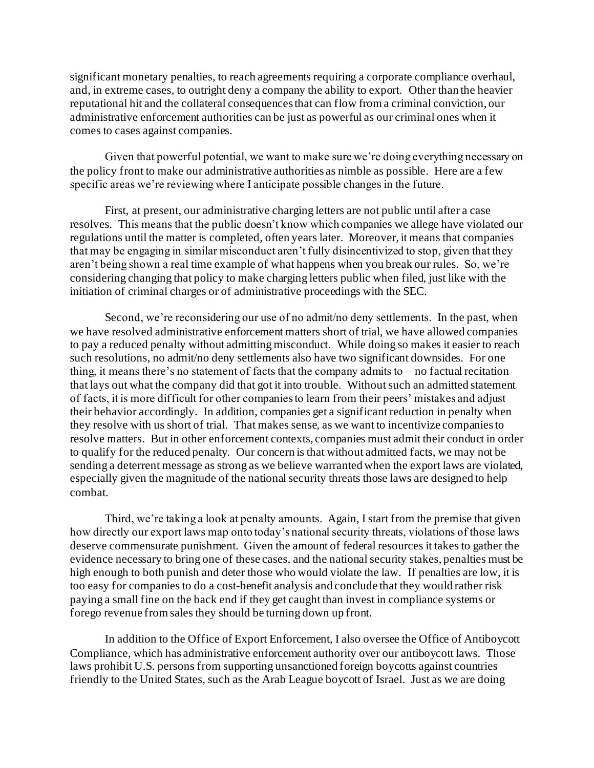significant monetary penalties, to reach agreements requiring a corporate compliance overhaul, and, in extreme cases, to outright deny a company the ability to export. Other than the heavier reputational hit and the collateral consequences that can flow from a criminal conviction, our administrative enforcement authorities can be just as powerful as our criminal ones when it comes to cases against companies.

Given that powerful potential, we want to make sure we're doing everything necessary on the policy front to make our administrative authorities as nimble as possible. Here are a few specific areas we're reviewing where I anticipate possible changes in the future.

First, at present, our administrative charging letters are not public until after a case resolves. This means that the public doesn't know which companies we allege have violated our regulations until the matter is completed, often years later. Moreover, it means that companies that may be engaging in similar misconduct aren't fully disincentivized to stop, given that they aren't being shown a real time example of what happens when you break our rules. So, we're considering changing that policy to make charging letters public when filed, just like with the initiation of criminal charges or of administrative proceedings with the SEC.

Second, we're reconsidering our use of no admit/no deny settlements. In the past, when we have resolved administrative enforcement matters short of trial, we have allowed companies to pay a reduced penalty without admitting misconduct. While doing so makes it easier to reach such resolutions, no admit/no deny settlements also have two significant downsides. For one thing, it means there's no statement of facts that the company admits to – no factual recitation that lays out what the company did that got it into trouble. Without such an admitted statement of facts, it is more difficult for other companies to learn from their peers' mistakes and adjust their behavior accordingly. In addition, companies get a significant reduction in penalty when they resolve with us short of trial. That makes sense, as we want to incentivize companies to resolve matters. But in other enforcement contexts, companies must admit their conduct in order to qualify for the reduced penalty. Our concern is that without admitted facts, we may not be sending a deterrent message as strong as we believe warranted when the export laws are violated, especially given the magnitude of the national security threats those laws are designed to help combat.

Third, we're taking a look at penalty amounts. Again, I start from the premise that given how directly our export laws map onto today's national security threats, violations of those laws deserve commensurate punishment. Given the amount of federal resources it takes to gather the evidence necessary to bring one of these cases, and the national security stakes, penalties must be high enough to both punish and deter those who would violate the law. If penalties are low, it is too easy for companies to do a cost-benefit analysis and conclude that they would rather risk paying a small fine on the back end if they get caught than invest in compliance systems or forego revenue from sales they should be turning down up front.

In addition to the Office of Export Enforcement, I also oversee the Office of Antiboycott Compliance, which has administrative enforcement authority over our antiboycott laws. Those laws prohibit U.S. persons from supporting unsanctioned foreign boycotts against countries friendly to the United States, such as the Arab League boycott of Israel. Just as we are doing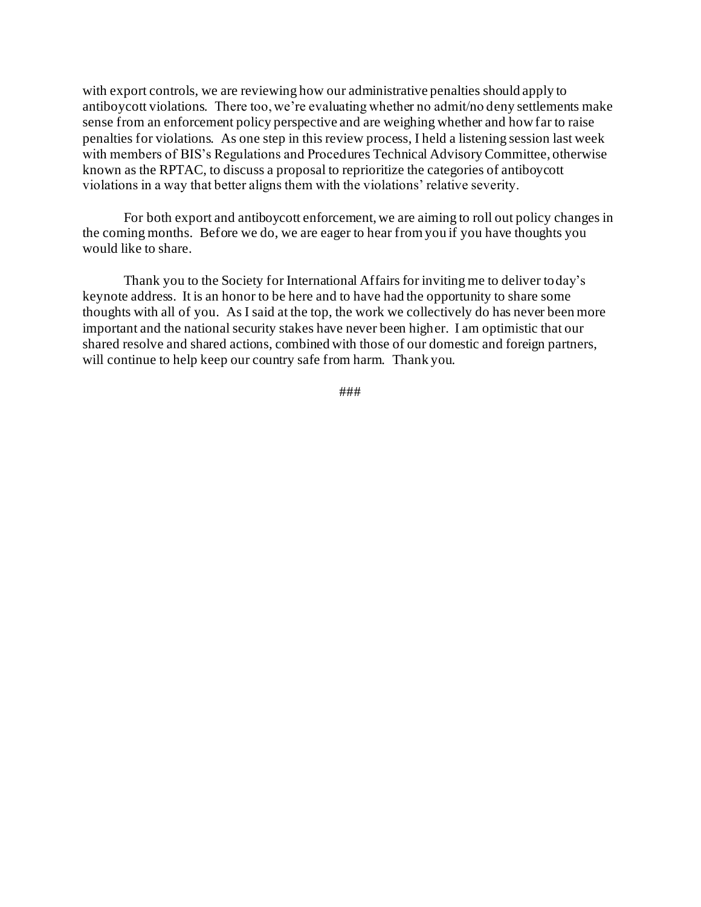with export controls, we are reviewing how our administrative penalties should apply to antiboycott violations. There too, we're evaluating whether no admit/no deny settlements make sense from an enforcement policy perspective and are weighing whether and how far to raise penalties for violations. As one step in this review process, I held a listening session last week with members of BIS's Regulations and Procedures Technical Advisory Committee, otherwise known as the RPTAC, to discuss a proposal to reprioritize the categories of antiboycott violations in a way that better aligns them with the violations' relative severity.

For both export and antiboycott enforcement, we are aiming to roll out policy changes in the coming months. Before we do, we are eager to hear from you if you have thoughts you would like to share.

Thank you to the Society for International Affairs for inviting me to deliver today's keynote address. It is an honor to be here and to have had the opportunity to share some thoughts with all of you. As I said at the top, the work we collectively do has never been more important and the national security stakes have never been higher. I am optimistic that our shared resolve and shared actions, combined with those of our domestic and foreign partners, will continue to help keep our country safe from harm. Thank you.

###